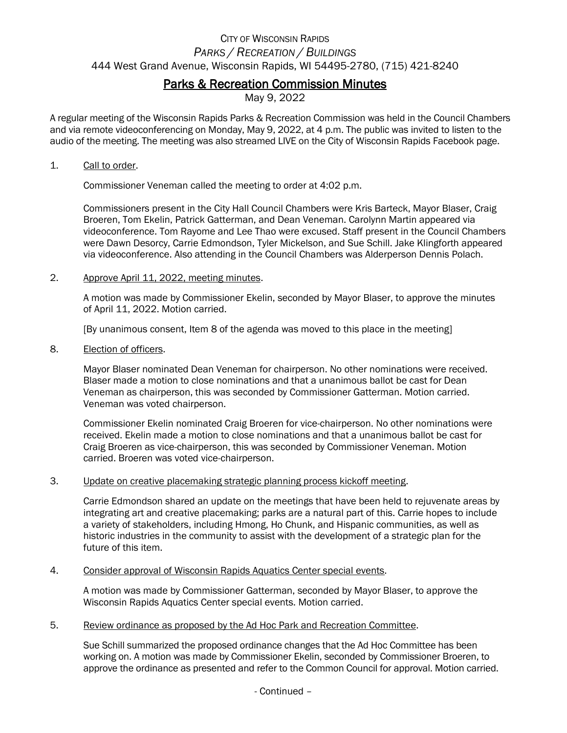CITY OF WISCONSIN RAPIDS
*PARKS / RECREATION / BUILDINGS*
444 West Grand Avenue, Wisconsin Rapids, WI 54495-2780, (715) 421-8240

# Parks & Recreation Commission Minutes

May 9, 2022

A regular meeting of the Wisconsin Rapids Parks & Recreation Commission was held in the Council Chambers and via remote videoconferencing on Monday, May 9, 2022, at 4 p.m. The public was invited to listen to the audio of the meeting. The meeting was also streamed LIVE on the City of Wisconsin Rapids Facebook page.

1. Call to order.

   Commissioner Veneman called the meeting to order at 4:02 p.m.

   Commissioners present in the City Hall Council Chambers were Kris Barteck, Mayor Blaser, Craig Broeren, Tom Ekelin, Patrick Gatterman, and Dean Veneman. Carolynn Martin appeared via videoconference. Tom Rayome and Lee Thao were excused. Staff present in the Council Chambers were Dawn Desorcy, Carrie Edmondson, Tyler Mickelson, and Sue Schill. Jake Klingforth appeared via videoconference. Also attending in the Council Chambers was Alderperson Dennis Polach.

2. Approve April 11, 2022, meeting minutes.

   A motion was made by Commissioner Ekelin, seconded by Mayor Blaser, to approve the minutes of April 11, 2022. Motion carried.

   [By unanimous consent, Item 8 of the agenda was moved to this place in the meeting]

8. Election of officers.

   Mayor Blaser nominated Dean Veneman for chairperson. No other nominations were received. Blaser made a motion to close nominations and that a unanimous ballot be cast for Dean Veneman as chairperson, this was seconded by Commissioner Gatterman. Motion carried. Veneman was voted chairperson.

   Commissioner Ekelin nominated Craig Broeren for vice-chairperson. No other nominations were received. Ekelin made a motion to close nominations and that a unanimous ballot be cast for Craig Broeren as vice-chairperson, this was seconded by Commissioner Veneman. Motion carried. Broeren was voted vice-chairperson.

3. Update on creative placemaking strategic planning process kickoff meeting.

   Carrie Edmondson shared an update on the meetings that have been held to rejuvenate areas by integrating art and creative placemaking; parks are a natural part of this. Carrie hopes to include a variety of stakeholders, including Hmong, Ho Chunk, and Hispanic communities, as well as historic industries in the community to assist with the development of a strategic plan for the future of this item.

4. Consider approval of Wisconsin Rapids Aquatics Center special events.

   A motion was made by Commissioner Gatterman, seconded by Mayor Blaser, to approve the Wisconsin Rapids Aquatics Center special events. Motion carried.

5. Review ordinance as proposed by the Ad Hoc Park and Recreation Committee.

   Sue Schill summarized the proposed ordinance changes that the Ad Hoc Committee has been working on. A motion was made by Commissioner Ekelin, seconded by Commissioner Broeren, to approve the ordinance as presented and refer to the Common Council for approval. Motion carried.

- Continued –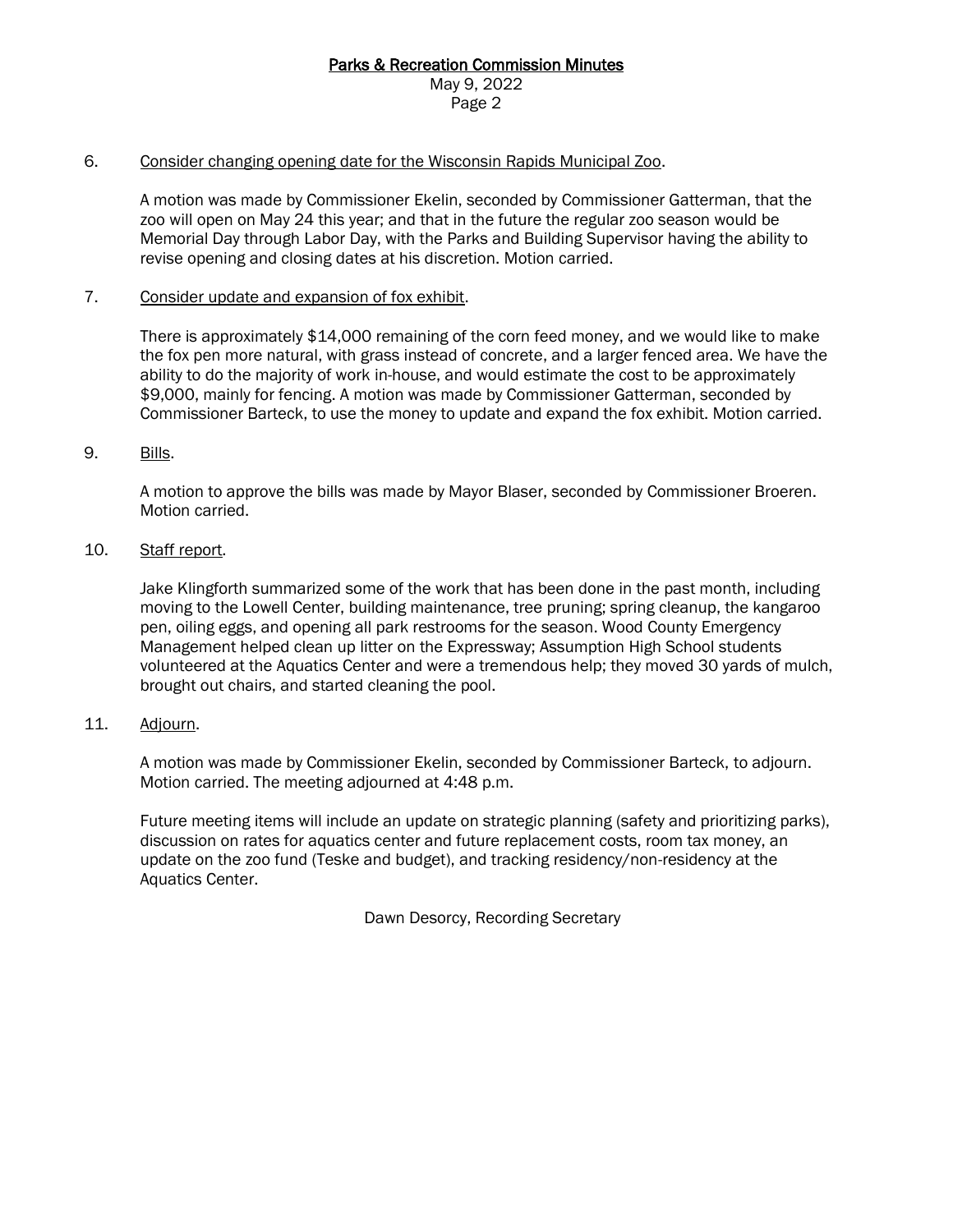6. Consider changing opening date for the Wisconsin Rapids Municipal Zoo.

   A motion was made by Commissioner Ekelin, seconded by Commissioner Gatterman, that the zoo will open on May 24 this year; and that in the future the regular zoo season would be Memorial Day through Labor Day, with the Parks and Building Supervisor having the ability to revise opening and closing dates at his discretion. Motion carried.

7. Consider update and expansion of fox exhibit.

   There is approximately $14,000 remaining of the corn feed money, and we would like to make the fox pen more natural, with grass instead of concrete, and a larger fenced area. We have the ability to do the majority of work in-house, and would estimate the cost to be approximately $9,000, mainly for fencing. A motion was made by Commissioner Gatterman, seconded by Commissioner Barteck, to use the money to update and expand the fox exhibit. Motion carried.

9. Bills.

   A motion to approve the bills was made by Mayor Blaser, seconded by Commissioner Broeren. Motion carried.

10. Staff report.

    Jake Klingforth summarized some of the work that has been done in the past month, including moving to the Lowell Center, building maintenance, tree pruning; spring cleanup, the kangaroo pen, oiling eggs, and opening all park restrooms for the season. Wood County Emergency Management helped clean up litter on the Expressway; Assumption High School students volunteered at the Aquatics Center and were a tremendous help; they moved 30 yards of mulch, brought out chairs, and started cleaning the pool.

11. Adjourn.

    A motion was made by Commissioner Ekelin, seconded by Commissioner Barteck, to adjourn. Motion carried. The meeting adjourned at 4:48 p.m.

    Future meeting items will include an update on strategic planning (safety and prioritizing parks), discussion on rates for aquatics center and future replacement costs, room tax money, an update on the zoo fund (Teske and budget), and tracking residency/non-residency at the Aquatics Center.

Dawn Desorcy, Recording Secretary